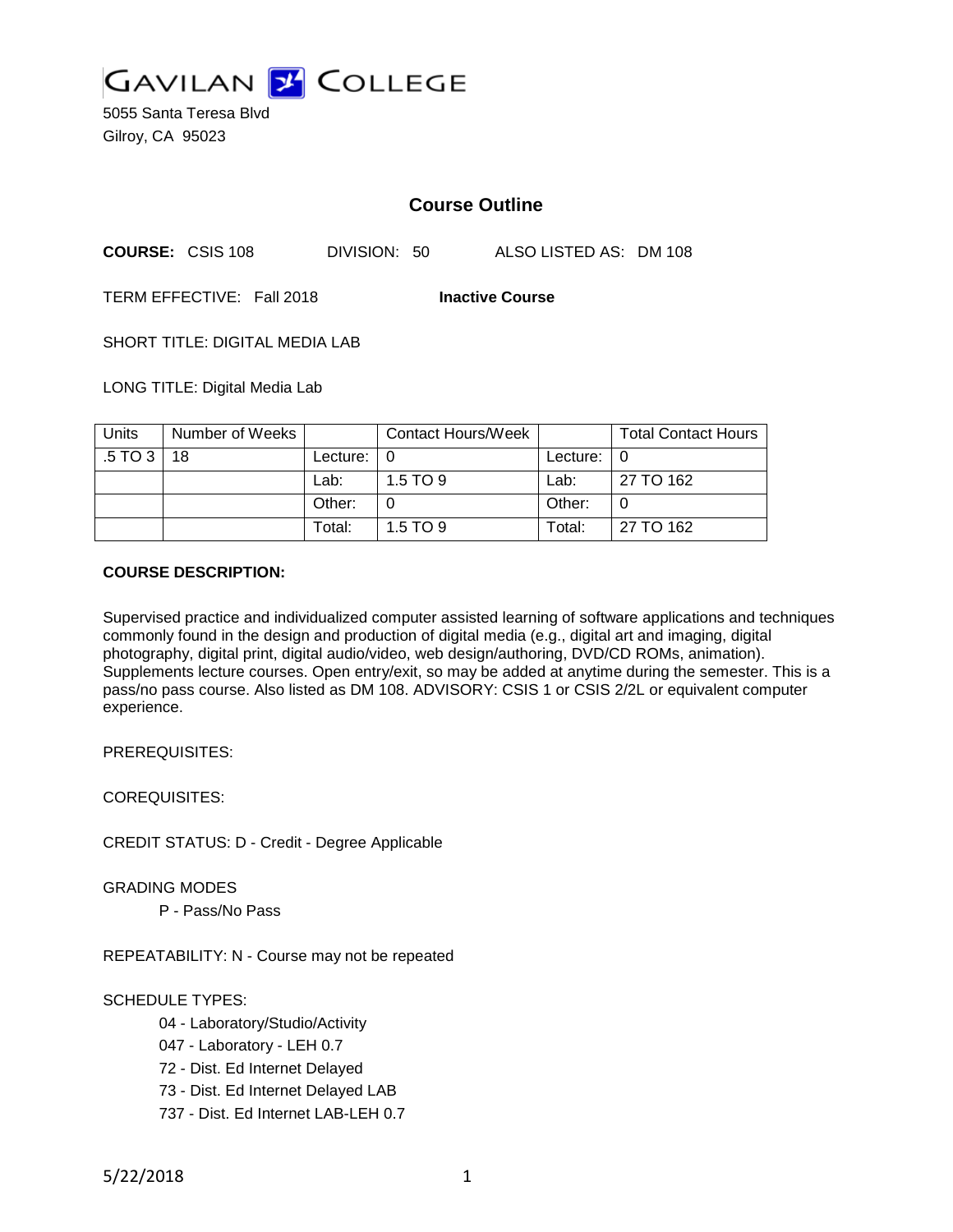GAVILAN COLLEGE

5055 Santa Teresa Blvd
Gilroy, CA 95023

# Course Outline

**COURSE:** CSIS 108 DIVISION: 50 ALSO LISTED AS: DM 108

TERM EFFECTIVE: Fall 2018 **Inactive Course**

SHORT TITLE: DIGITAL MEDIA LAB

LONG TITLE: Digital Media Lab

| Units | Number of Weeks | | Contact Hours/Week | | Total Contact Hours |
|---|---|---|---|---|---|
| .5 TO 3 | 18 | Lecture: | 0 | Lecture: | 0 |
| | | Lab: | 1.5 TO 9 | Lab: | 27 TO 162 |
| | | Other: | 0 | Other: | 0 |
| | | Total: | 1.5 TO 9 | Total: | 27 TO 162 |

**COURSE DESCRIPTION:**

Supervised practice and individualized computer assisted learning of software applications and techniques commonly found in the design and production of digital media (e.g., digital art and imaging, digital photography, digital print, digital audio/video, web design/authoring, DVD/CD ROMs, animation). Supplements lecture courses. Open entry/exit, so may be added at anytime during the semester. This is a pass/no pass course. Also listed as DM 108. ADVISORY: CSIS 1 or CSIS 2/2L or equivalent computer experience.

PREREQUISITES:

COREQUISITES:

CREDIT STATUS: D - Credit - Degree Applicable

GRADING MODES

P - Pass/No Pass

REPEATABILITY: N - Course may not be repeated

SCHEDULE TYPES:

04 - Laboratory/Studio/Activity
047 - Laboratory - LEH 0.7
72 - Dist. Ed Internet Delayed
73 - Dist. Ed Internet Delayed LAB
737 - Dist. Ed Internet LAB-LEH 0.7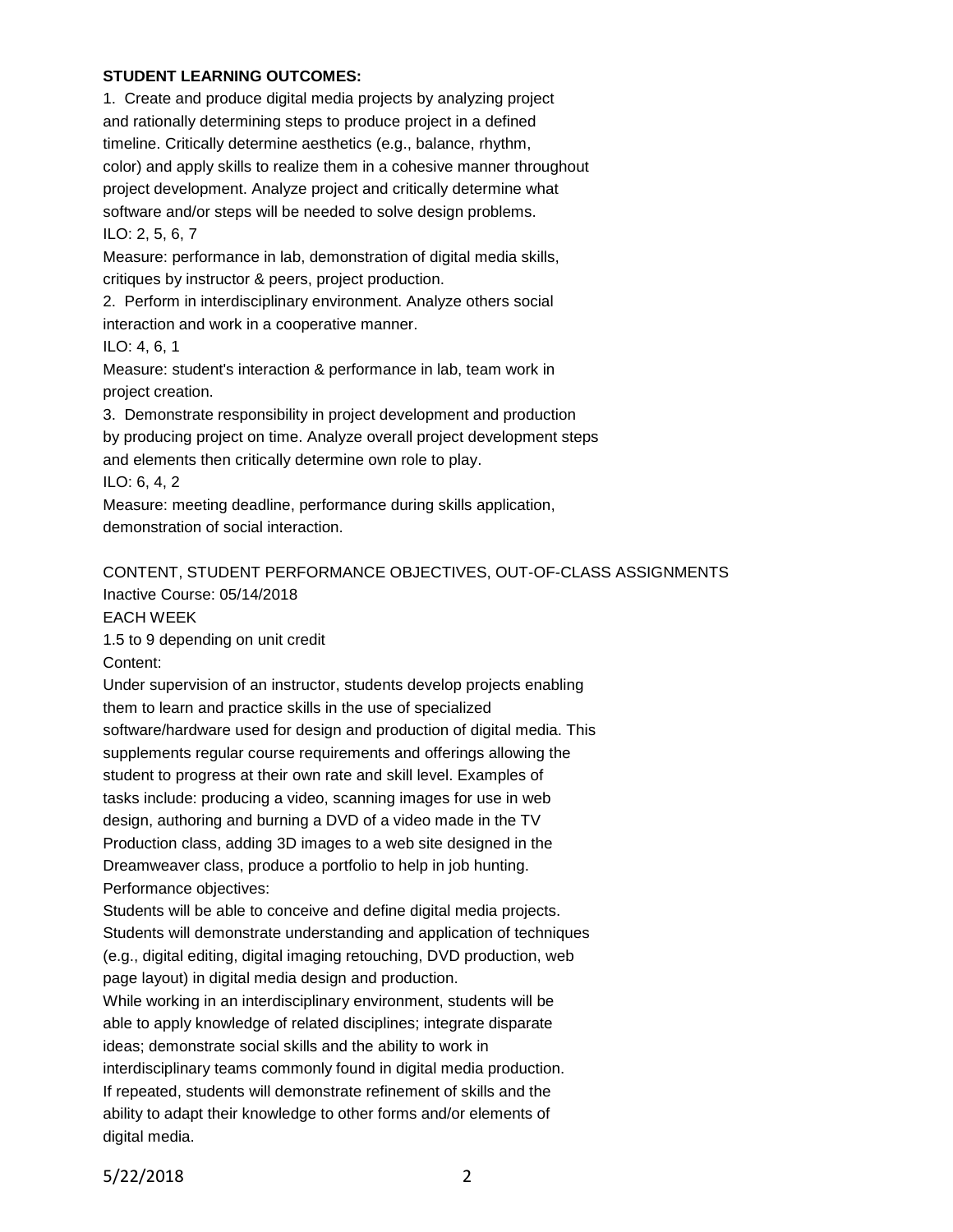**STUDENT LEARNING OUTCOMES:**

1. Create and produce digital media projects by analyzing project and rationally determining steps to produce project in a defined timeline. Critically determine aesthetics (e.g., balance, rhythm, color) and apply skills to realize them in a cohesive manner throughout project development. Analyze project and critically determine what software and/or steps will be needed to solve design problems.
ILO: 2, 5, 6, 7
Measure: performance in lab, demonstration of digital media skills, critiques by instructor & peers, project production.
2. Perform in interdisciplinary environment. Analyze others social interaction and work in a cooperative manner.
ILO: 4, 6, 1
Measure: student's interaction & performance in lab, team work in project creation.
3. Demonstrate responsibility in project development and production by producing project on time. Analyze overall project development steps and elements then critically determine own role to play.
ILO: 6, 4, 2
Measure: meeting deadline, performance during skills application, demonstration of social interaction.

CONTENT, STUDENT PERFORMANCE OBJECTIVES, OUT-OF-CLASS ASSIGNMENTS

Inactive Course: 05/14/2018

EACH WEEK

1.5 to 9 depending on unit credit

Content:

Under supervision of an instructor, students develop projects enabling them to learn and practice skills in the use of specialized software/hardware used for design and production of digital media. This supplements regular course requirements and offerings allowing the student to progress at their own rate and skill level. Examples of tasks include: producing a video, scanning images for use in web design, authoring and burning a DVD of a video made in the TV Production class, adding 3D images to a web site designed in the Dreamweaver class, produce a portfolio to help in job hunting.

Performance objectives:

Students will be able to conceive and define digital media projects.

Students will demonstrate understanding and application of techniques (e.g., digital editing, digital imaging retouching, DVD production, web page layout) in digital media design and production.

While working in an interdisciplinary environment, students will be able to apply knowledge of related disciplines; integrate disparate ideas; demonstrate social skills and the ability to work in interdisciplinary teams commonly found in digital media production.

If repeated, students will demonstrate refinement of skills and the ability to adapt their knowledge to other forms and/or elements of digital media.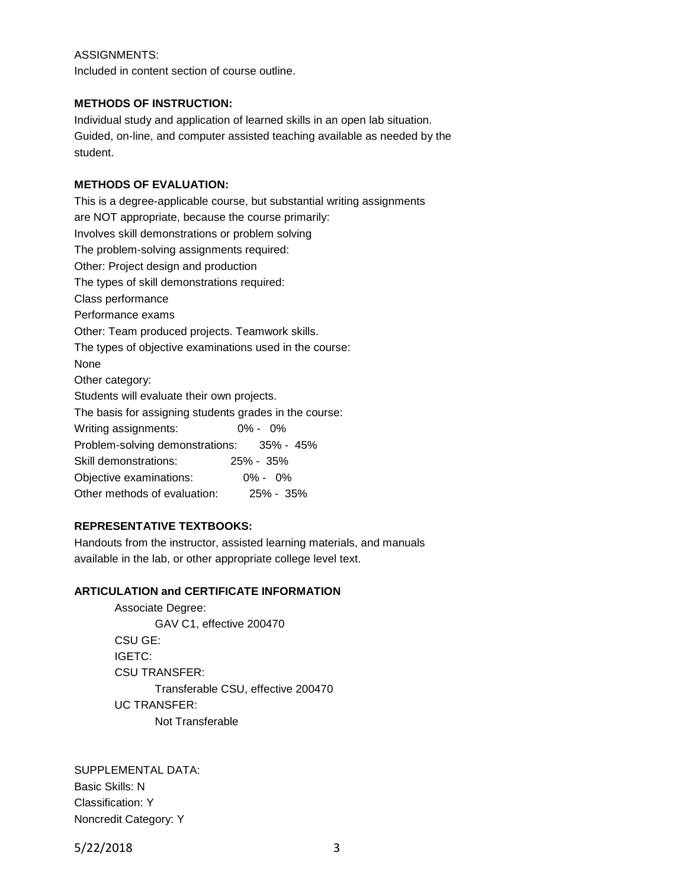ASSIGNMENTS:
Included in content section of course outline.

**METHODS OF INSTRUCTION:**

Individual study and application of learned skills in an open lab situation. Guided, on-line, and computer assisted teaching available as needed by the student.

**METHODS OF EVALUATION:**

This is a degree-applicable course, but substantial writing assignments are NOT appropriate, because the course primarily:
Involves skill demonstrations or problem solving
The problem-solving assignments required:
Other: Project design and production
The types of skill demonstrations required:
Class performance
Performance exams
Other: Team produced projects. Teamwork skills.
The types of objective examinations used in the course:
None
Other category:
Students will evaluate their own projects.
The basis for assigning students grades in the course:

| | |
|---|---|
| Writing assignments: | 0% - 0% |
| Problem-solving demonstrations: | 35% - 45% |
| Skill demonstrations: | 25% - 35% |
| Objective examinations: | 0% - 0% |
| Other methods of evaluation: | 25% - 35% |

**REPRESENTATIVE TEXTBOOKS:**

Handouts from the instructor, assisted learning materials, and manuals available in the lab, or other appropriate college level text.

**ARTICULATION and CERTIFICATE INFORMATION**

Associate Degree:
GAV C1, effective 200470
CSU GE:
IGETC:
CSU TRANSFER:
Transferable CSU, effective 200470
UC TRANSFER:
Not Transferable

SUPPLEMENTAL DATA:
Basic Skills: N
Classification: Y
Noncredit Category: Y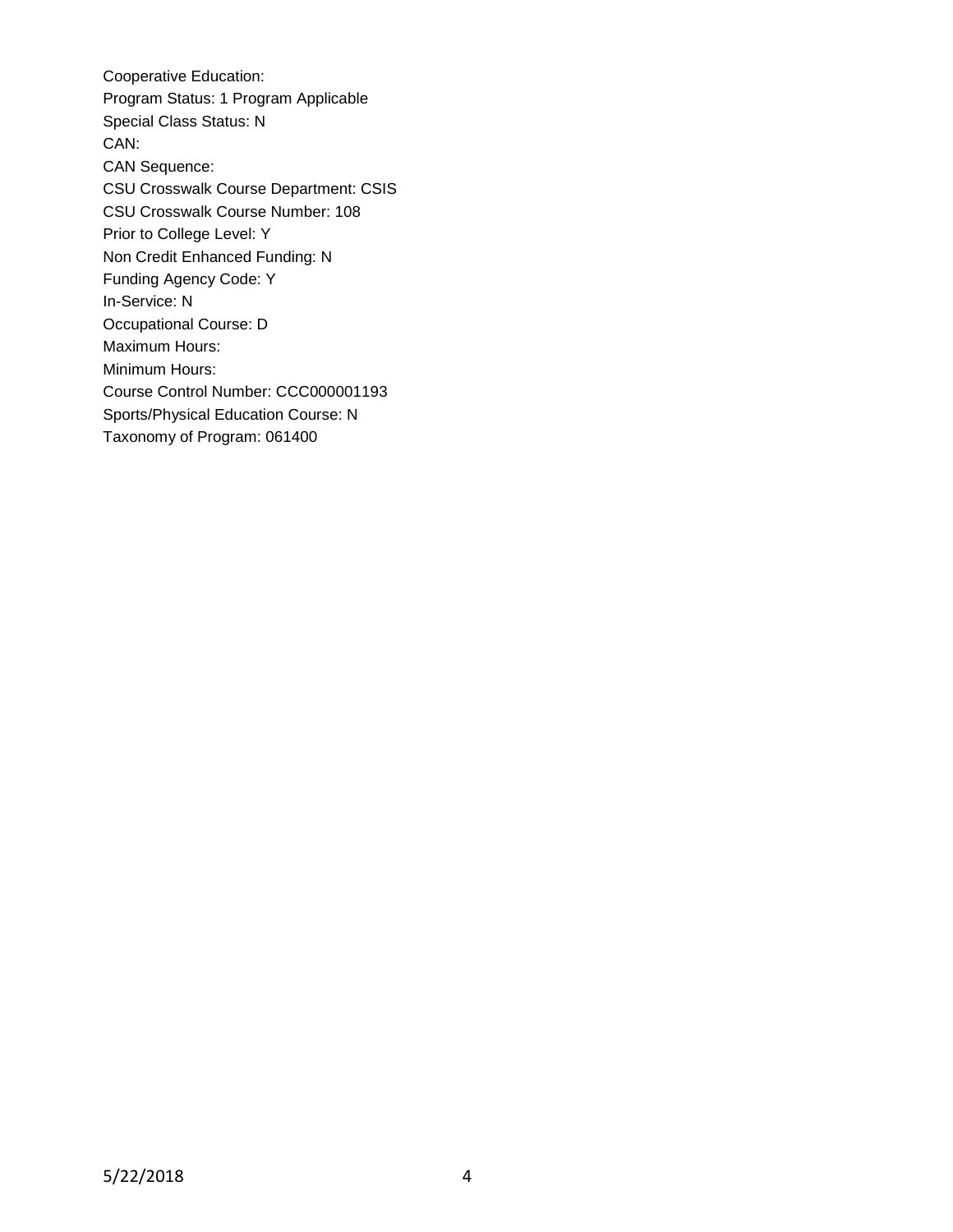Cooperative Education:
Program Status: 1 Program Applicable
Special Class Status: N
CAN:
CAN Sequence:
CSU Crosswalk Course Department: CSIS
CSU Crosswalk Course Number: 108
Prior to College Level: Y
Non Credit Enhanced Funding: N
Funding Agency Code: Y
In-Service: N
Occupational Course: D
Maximum Hours:
Minimum Hours:
Course Control Number: CCC000001193
Sports/Physical Education Course: N
Taxonomy of Program: 061400